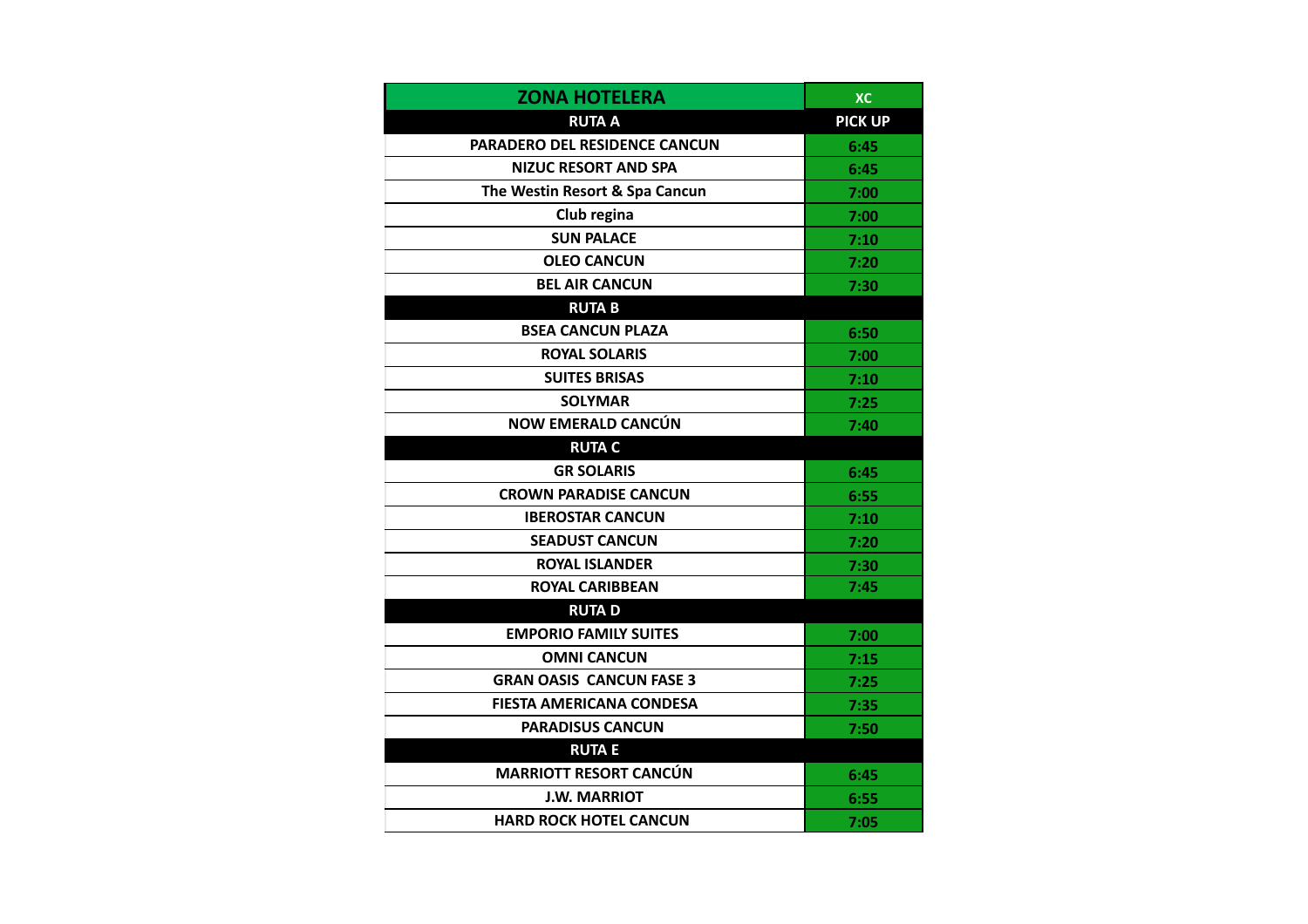| ZONA HOTELERA | XC |
|---|---|
| **RUTA A** | **PICK UP** |
| PARADERO DEL RESIDENCE CANCUN | 6:45 |
| NIZUC RESORT AND SPA | 6:45 |
| The Westin Resort & Spa Cancun | 7:00 |
| Club regina | 7:00 |
| SUN PALACE | 7:10 |
| OLEO CANCUN | 7:20 |
| BEL AIR CANCUN | 7:30 |
| **RUTA B** | |
| BSEA CANCUN PLAZA | 6:50 |
| ROYAL SOLARIS | 7:00 |
| SUITES BRISAS | 7:10 |
| SOLYMAR | 7:25 |
| NOW EMERALD CANCÚN | 7:40 |
| **RUTA C** | |
| GR SOLARIS | 6:45 |
| CROWN PARADISE CANCUN | 6:55 |
| IBEROSTAR CANCUN | 7:10 |
| SEADUST CANCUN | 7:20 |
| ROYAL ISLANDER | 7:30 |
| ROYAL CARIBBEAN | 7:45 |
| **RUTA D** | |
| EMPORIO FAMILY SUITES | 7:00 |
| OMNI CANCUN | 7:15 |
| GRAN OASIS CANCUN FASE 3 | 7:25 |
| FIESTA AMERICANA CONDESA | 7:35 |
| PARADISUS CANCUN | 7:50 |
| **RUTA E** | |
| MARRIOTT RESORT CANCÚN | 6:45 |
| J.W. MARRIOT | 6:55 |
| HARD ROCK HOTEL CANCUN | 7:05 |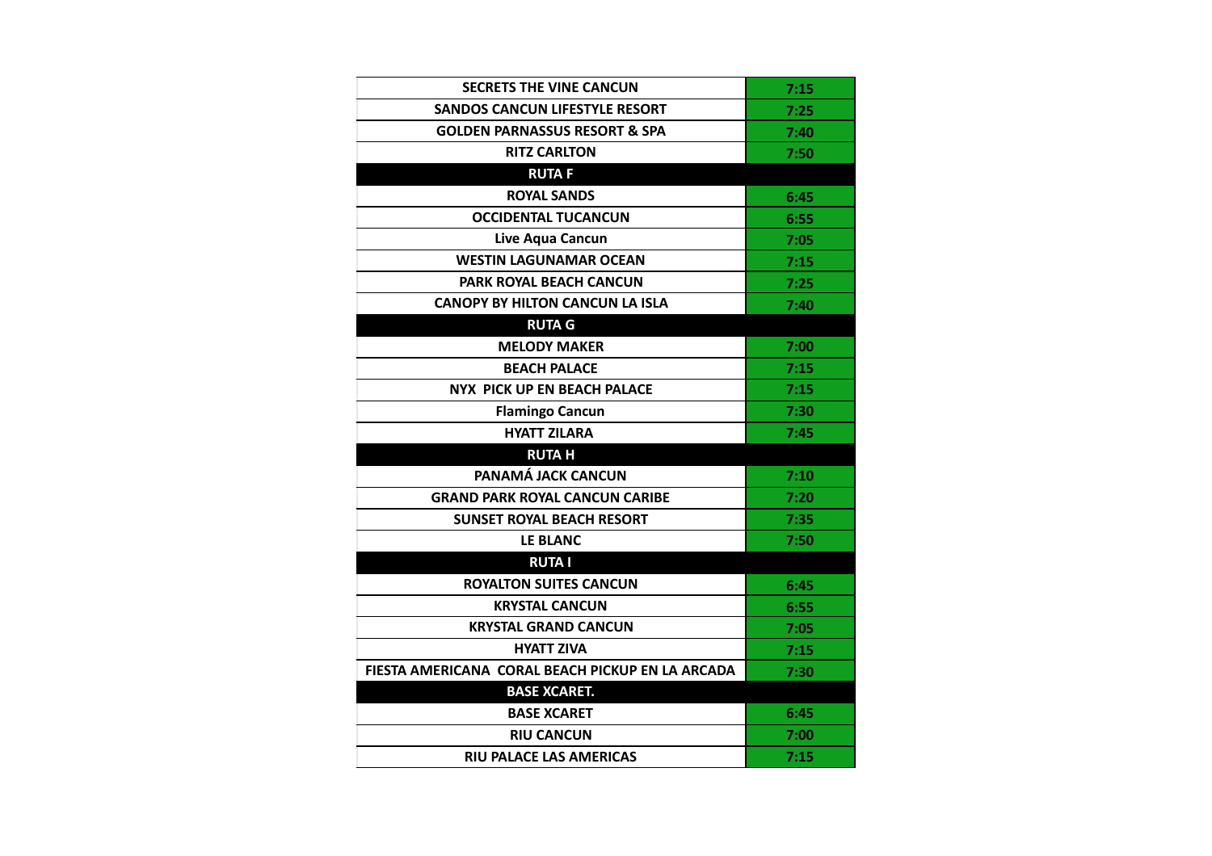| | |
|---|---|
| SECRETS THE VINE CANCUN | 7:15 |
| SANDOS CANCUN LIFESTYLE RESORT | 7:25 |
| GOLDEN PARNASSUS RESORT & SPA | 7:40 |
| RITZ CARLTON | 7:50 |
| **RUTA F** | |
| ROYAL SANDS | 6:45 |
| OCCIDENTAL TUCANCUN | 6:55 |
| Live Aqua Cancun | 7:05 |
| WESTIN LAGUNAMAR OCEAN | 7:15 |
| PARK ROYAL BEACH CANCUN | 7:25 |
| CANOPY BY HILTON CANCUN LA ISLA | 7:40 |
| **RUTA G** | |
| MELODY MAKER | 7:00 |
| BEACH PALACE | 7:15 |
| NYX PICK UP EN BEACH PALACE | 7:15 |
| Flamingo Cancun | 7:30 |
| HYATT ZILARA | 7:45 |
| **RUTA H** | |
| PANAMÁ JACK CANCUN | 7:10 |
| GRAND PARK ROYAL CANCUN CARIBE | 7:20 |
| SUNSET ROYAL BEACH RESORT | 7:35 |
| LE BLANC | 7:50 |
| **RUTA I** | |
| ROYALTON SUITES CANCUN | 6:45 |
| KRYSTAL CANCUN | 6:55 |
| KRYSTAL GRAND CANCUN | 7:05 |
| HYATT ZIVA | 7:15 |
| FIESTA AMERICANA CORAL BEACH PICKUP EN LA ARCADA | 7:30 |
| **BASE XCARET.** | |
| BASE XCARET | 6:45 |
| RIU CANCUN | 7:00 |
| RIU PALACE LAS AMERICAS | 7:15 |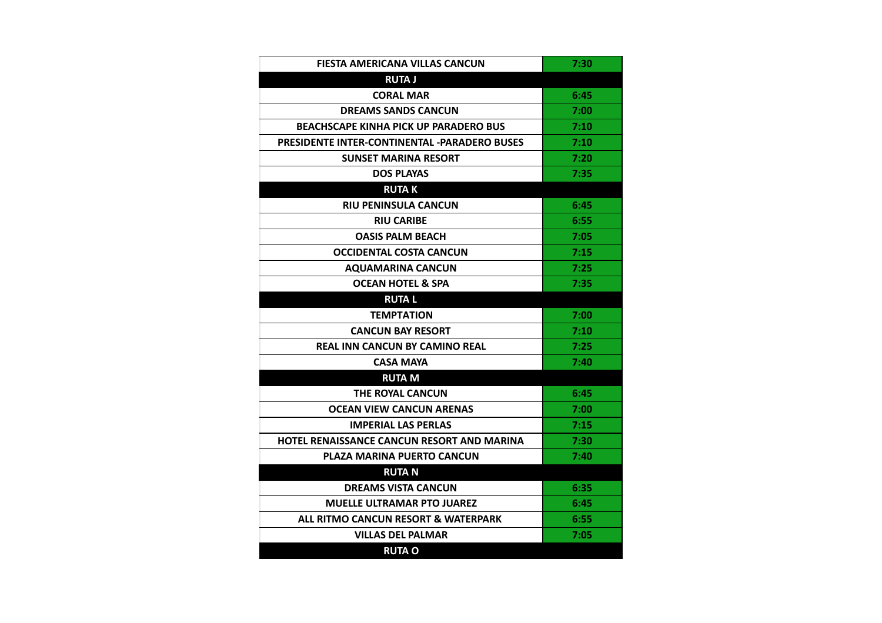| FIESTA AMERICANA VILLAS CANCUN | 7:30 |
| --- | --- |
| **RUTA J** | |
| CORAL MAR | 6:45 |
| DREAMS SANDS CANCUN | 7:00 |
| BEACHSCAPE KINHA PICK UP PARADERO BUS | 7:10 |
| PRESIDENTE INTER-CONTINENTAL -PARADERO BUSES | 7:10 |
| SUNSET MARINA RESORT | 7:20 |
| DOS PLAYAS | 7:35 |
| **RUTA K** | |
| RIU PENINSULA CANCUN | 6:45 |
| RIU CARIBE | 6:55 |
| OASIS PALM BEACH | 7:05 |
| OCCIDENTAL COSTA CANCUN | 7:15 |
| AQUAMARINA CANCUN | 7:25 |
| OCEAN HOTEL & SPA | 7:35 |
| **RUTA L** | |
| TEMPTATION | 7:00 |
| CANCUN BAY RESORT | 7:10 |
| REAL INN CANCUN BY CAMINO REAL | 7:25 |
| CASA MAYA | 7:40 |
| **RUTA M** | |
| THE ROYAL CANCUN | 6:45 |
| OCEAN VIEW CANCUN ARENAS | 7:00 |
| IMPERIAL LAS PERLAS | 7:15 |
| HOTEL RENAISSANCE CANCUN RESORT AND MARINA | 7:30 |
| PLAZA MARINA PUERTO CANCUN | 7:40 |
| **RUTA N** | |
| DREAMS VISTA CANCUN | 6:35 |
| MUELLE ULTRAMAR PTO JUAREZ | 6:45 |
| ALL RITMO CANCUN RESORT & WATERPARK | 6:55 |
| VILLAS DEL PALMAR | 7:05 |
| **RUTA O** | |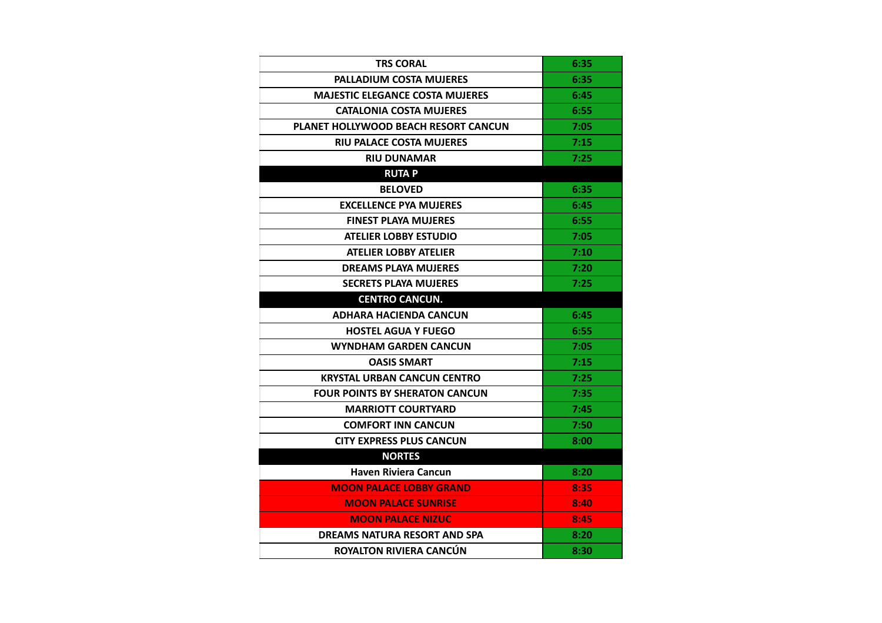| TRS CORAL | 6:35 |
|---|---|
| PALLADIUM COSTA MUJERES | 6:35 |
| MAJESTIC ELEGANCE COSTA MUJERES | 6:45 |
| CATALONIA COSTA MUJERES | 6:55 |
| PLANET HOLLYWOOD BEACH RESORT CANCUN | 7:05 |
| RIU PALACE COSTA MUJERES | 7:15 |
| RIU DUNAMAR | 7:25 |
| **RUTA P** | |
| BELOVED | 6:35 |
| EXCELLENCE PYA MUJERES | 6:45 |
| FINEST PLAYA MUJERES | 6:55 |
| ATELIER LOBBY ESTUDIO | 7:05 |
| ATELIER LOBBY ATELIER | 7:10 |
| DREAMS PLAYA MUJERES | 7:20 |
| SECRETS PLAYA MUJERES | 7:25 |
| **CENTRO CANCUN.** | |
| ADHARA HACIENDA CANCUN | 6:45 |
| HOSTEL AGUA Y FUEGO | 6:55 |
| WYNDHAM GARDEN CANCUN | 7:05 |
| OASIS SMART | 7:15 |
| KRYSTAL URBAN CANCUN CENTRO | 7:25 |
| FOUR POINTS BY SHERATON CANCUN | 7:35 |
| MARRIOTT COURTYARD | 7:45 |
| COMFORT INN CANCUN | 7:50 |
| CITY EXPRESS PLUS CANCUN | 8:00 |
| **NORTES** | |
| Haven Riviera Cancun | 8:20 |
| MOON PALACE LOBBY GRAND | 8:35 |
| MOON PALACE SUNRISE | 8:40 |
| MOON PALACE NIZUC | 8:45 |
| DREAMS NATURA RESORT AND SPA | 8:20 |
| ROYALTON RIVIERA CANCÚN | 8:30 |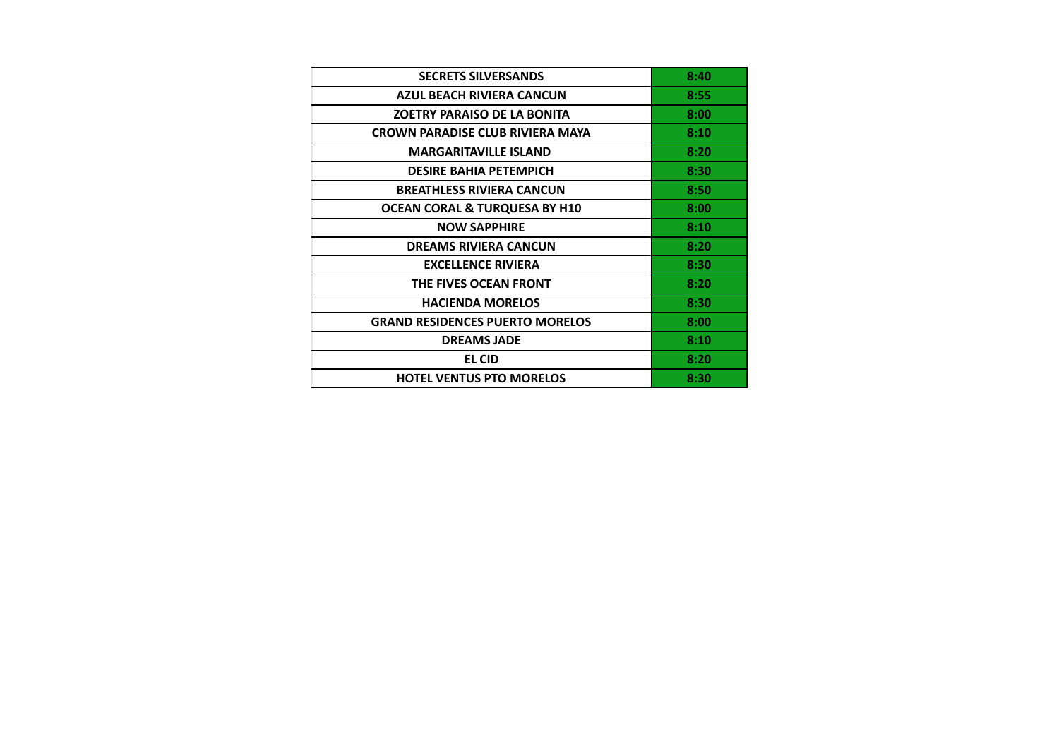| | |
|---|---|
| SECRETS SILVERSANDS | 8:40 |
| AZUL BEACH RIVIERA CANCUN | 8:55 |
| ZOETRY PARAISO DE LA BONITA | 8:00 |
| CROWN PARADISE CLUB RIVIERA MAYA | 8:10 |
| MARGARITAVILLE ISLAND | 8:20 |
| DESIRE BAHIA PETEMPICH | 8:30 |
| BREATHLESS RIVIERA CANCUN | 8:50 |
| OCEAN CORAL & TURQUESA BY H10 | 8:00 |
| NOW SAPPHIRE | 8:10 |
| DREAMS RIVIERA CANCUN | 8:20 |
| EXCELLENCE RIVIERA | 8:30 |
| THE FIVES OCEAN FRONT | 8:20 |
| HACIENDA MORELOS | 8:30 |
| GRAND RESIDENCES PUERTO MORELOS | 8:00 |
| DREAMS JADE | 8:10 |
| EL CID | 8:20 |
| HOTEL VENTUS PTO MORELOS | 8:30 |